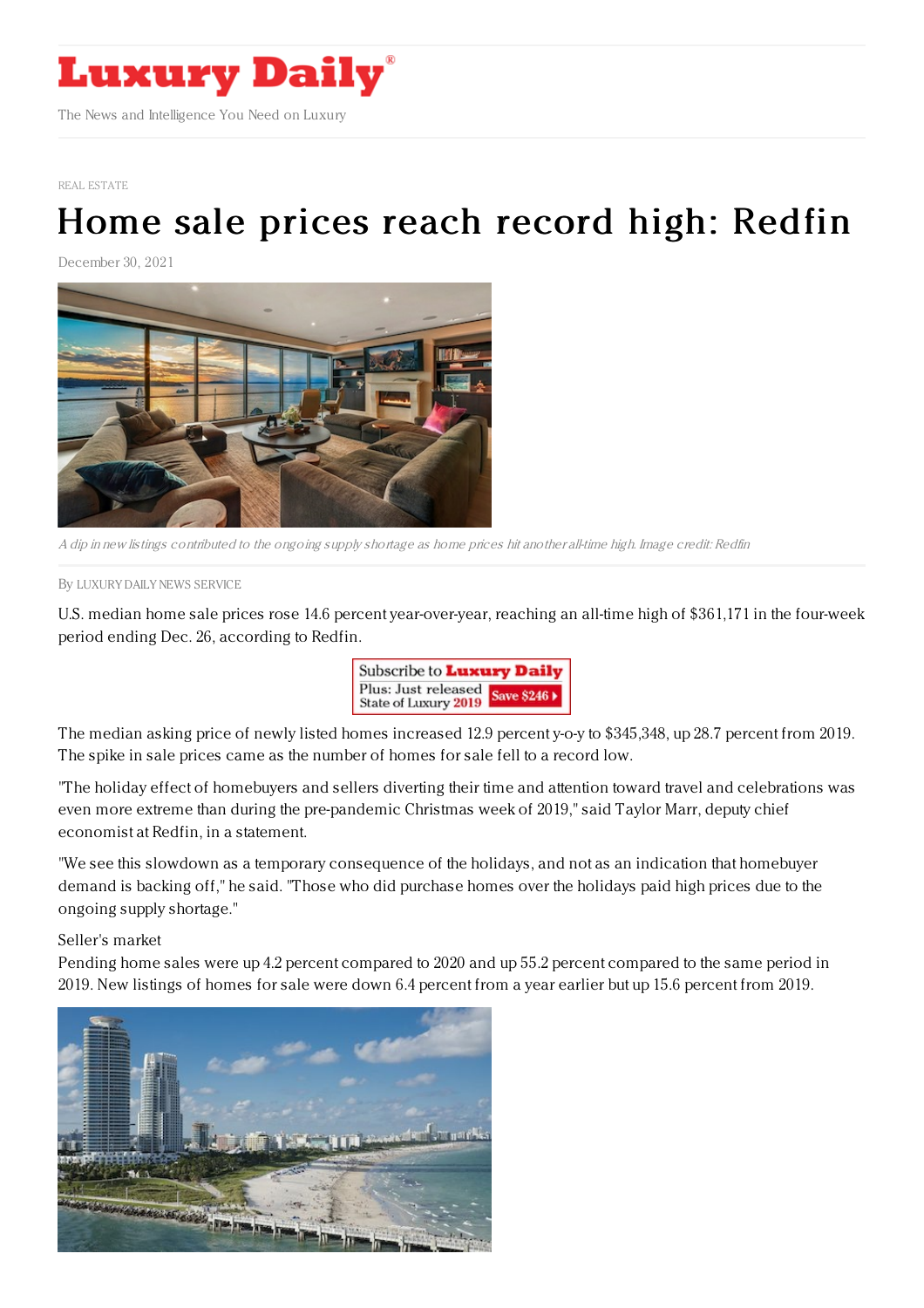# Luxury Daily

The News and Intelligence You Need on Luxury

REAL ESTATE

# Home sale prices reach record high: Redfin

December 30, 2021

*A dip in new listings contributed to the ongoing supply shortage as home prices hit another all-time high. Image credit: Redfin*

By LUXURY DAILY NEWS SERVICE

U.S. median home sale prices rose 14.6 percent year-over-year, reaching an all-time high of $361,171 in the four-week period ending Dec. 26, according to Redfin.

The median asking price of newly listed homes increased 12.9 percent y-o-y to $345,348, up 28.7 percent from 2019. The spike in sale prices came as the number of homes for sale fell to a record low.

"The holiday effect of homebuyers and sellers diverting their time and attention toward travel and celebrations was even more extreme than during the pre-pandemic Christmas week of 2019," said Taylor Marr, deputy chief economist at Redfin, in a statement.

"We see this slowdown as a temporary consequence of the holidays, and not as an indication that homebuyer demand is backing off," he said. "Those who did purchase homes over the holidays paid high prices due to the ongoing supply shortage."

## Seller's market

Pending home sales were up 4.2 percent compared to 2020 and up 55.2 percent compared to the same period in 2019. New listings of homes for sale were down 6.4 percent from a year earlier but up 15.6 percent from 2019.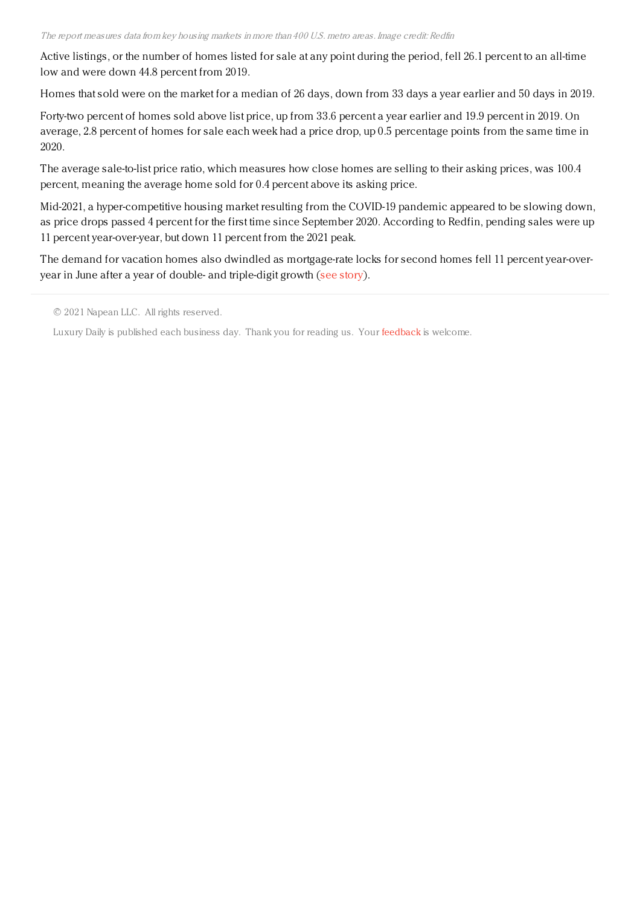*The report measures data from key housing markets in more than 400 U.S. metro areas. Image credit: Redfin*

Active listings, or the number of homes listed for sale at any point during the period, fell 26.1 percent to an all-time low and were down 44.8 percent from 2019.

Homes that sold were on the market for a median of 26 days, down from 33 days a year earlier and 50 days in 2019.

Forty-two percent of homes sold above list price, up from 33.6 percent a year earlier and 19.9 percent in 2019. On average, 2.8 percent of homes for sale each week had a price drop, up 0.5 percentage points from the same time in 2020.

The average sale-to-list price ratio, which measures how close homes are selling to their asking prices, was 100.4 percent, meaning the average home sold for 0.4 percent above its asking price.

Mid-2021, a hyper-competitive housing market resulting from the COVID-19 pandemic appeared to be slowing down, as price drops passed 4 percent for the first time since September 2020. According to Redfin, pending sales were up 11 percent year-over-year, but down 11 percent from the 2021 peak.

The demand for vacation homes also dwindled as mortgage-rate locks for second homes fell 11 percent year-over-year in June after a year of double- and triple-digit growth (see story).

© 2021 Napean LLC. All rights reserved.

Luxury Daily is published each business day. Thank you for reading us. Your feedback is welcome.